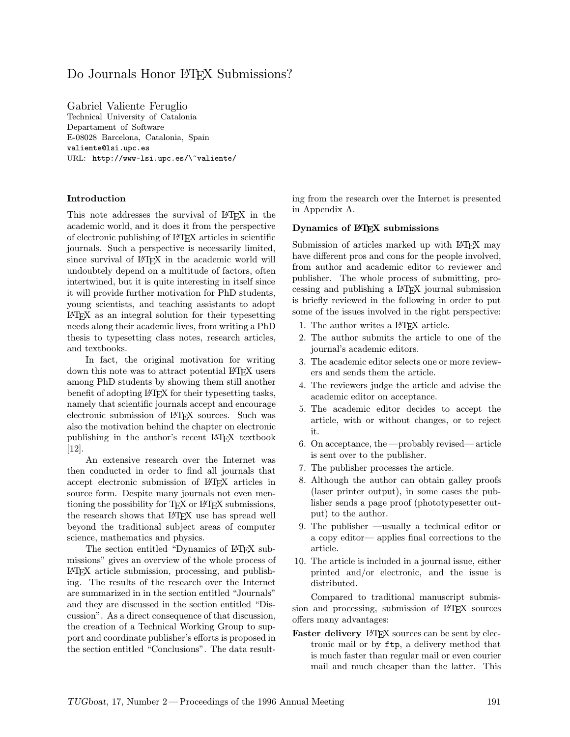# Do Journals Honor LaTeX Submissions?

Gabriel Valiente Feruglio
Technical University of Catalonia
Departament of Software
E-08028 Barcelona, Catalonia, Spain
valiente@lsi.upc.es
URL: http://www-lsi.upc.es/\~valiente/

## Introduction

This note addresses the survival of LaTeX in the academic world, and it does it from the perspective of electronic publishing of LaTeX articles in scientific journals. Such a perspective is necessarily limited, since survival of LaTeX in the academic world will undoubtely depend on a multitude of factors, often intertwined, but it is quite interesting in itself since it will provide further motivation for PhD students, young scientists, and teaching assistants to adopt LaTeX as an integral solution for their typesetting needs along their academic lives, from writing a PhD thesis to typesetting class notes, research articles, and textbooks.

In fact, the original motivation for writing down this note was to attract potential LaTeX users among PhD students by showing them still another benefit of adopting LaTeX for their typesetting tasks, namely that scientific journals accept and encourage electronic submission of LaTeX sources. Such was also the motivation behind the chapter on electronic publishing in the author's recent LaTeX textbook [12].

An extensive research over the Internet was then conducted in order to find all journals that accept electronic submission of LaTeX articles in source form. Despite many journals not even mentioning the possibility for TeX or LaTeX submissions, the research shows that LaTeX use has spread well beyond the traditional subject areas of computer science, mathematics and physics.

The section entitled "Dynamics of LaTeX submissions" gives an overview of the whole process of LaTeX article submission, processing, and publishing. The results of the research over the Internet are summarized in in the section entitled "Journals" and they are discussed in the section entitled "Discussion". As a direct consequence of that discussion, the creation of a Technical Working Group to support and coordinate publisher's efforts is proposed in the section entitled "Conclusions". The data resulting from the research over the Internet is presented in Appendix A.

## Dynamics of LaTeX submissions

Submission of articles marked up with LaTeX may have different pros and cons for the people involved, from author and academic editor to reviewer and publisher. The whole process of submitting, processing and publishing a LaTeX journal submission is briefly reviewed in the following in order to put some of the issues involved in the right perspective:

1. The author writes a LaTeX article.
2. The author submits the article to one of the journal's academic editors.
3. The academic editor selects one or more reviewers and sends them the article.
4. The reviewers judge the article and advise the academic editor on acceptance.
5. The academic editor decides to accept the article, with or without changes, or to reject it.
6. On acceptance, the —probably revised— article is sent over to the publisher.
7. The publisher processes the article.
8. Although the author can obtain galley proofs (laser printer output), in some cases the publisher sends a page proof (phototypesetter output) to the author.
9. The publisher —usually a technical editor or a copy editor— applies final corrections to the article.
10. The article is included in a journal issue, either printed and/or electronic, and the issue is distributed.

Compared to traditional manuscript submission and processing, submission of LaTeX sources offers many advantages:

**Faster delivery** LaTeX sources can be sent by electronic mail or by `ftp`, a delivery method that is much faster than regular mail or even courier mail and much cheaper than the latter. This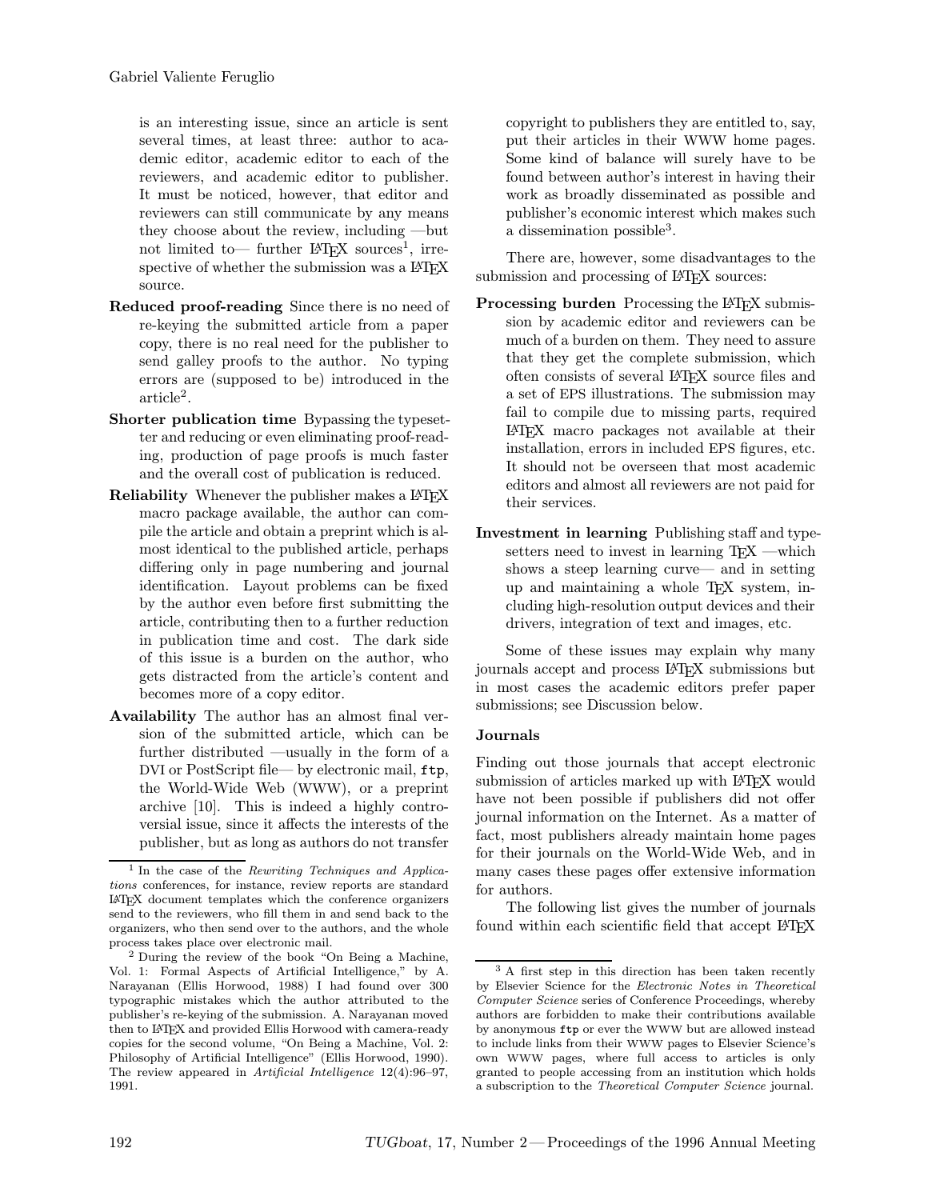is an interesting issue, since an article is sent several times, at least three: author to academic editor, academic editor to each of the reviewers, and academic editor to publisher. It must be noticed, however, that editor and reviewers can still communicate by any means they choose about the review, including —but not limited to— further LaTeX sources[1], irrespective of whether the submission was a LaTeX source.

**Reduced proof-reading** Since there is no need of re-keying the submitted article from a paper copy, there is no real need for the publisher to send galley proofs to the author. No typing errors are (supposed to be) introduced in the article[2].

**Shorter publication time** Bypassing the typesetter and reducing or even eliminating proof-reading, production of page proofs is much faster and the overall cost of publication is reduced.

**Reliability** Whenever the publisher makes a LaTeX macro package available, the author can compile the article and obtain a preprint which is almost identical to the published article, perhaps differing only in page numbering and journal identification. Layout problems can be fixed by the author even before first submitting the article, contributing then to a further reduction in publication time and cost. The dark side of this issue is a burden on the author, who gets distracted from the article's content and becomes more of a copy editor.

**Availability** The author has an almost final version of the submitted article, which can be further distributed —usually in the form of a DVI or PostScript file— by electronic mail, `ftp`, the World-Wide Web (WWW), or a preprint archive [10]. This is indeed a highly controversial issue, since it affects the interests of the publisher, but as long as authors do not transfer copyright to publishers they are entitled to, say, put their articles in their WWW home pages. Some kind of balance will surely have to be found between author's interest in having their work as broadly disseminated as possible and publisher's economic interest which makes such a dissemination possible[3].

There are, however, some disadvantages to the submission and processing of LaTeX sources:

**Processing burden** Processing the LaTeX submission by academic editor and reviewers can be much of a burden on them. They need to assure that they get the complete submission, which often consists of several LaTeX source files and a set of EPS illustrations. The submission may fail to compile due to missing parts, required LaTeX macro packages not available at their installation, errors in included EPS figures, etc. It should not be overseen that most academic editors and almost all reviewers are not paid for their services.

**Investment in learning** Publishing staff and typesetters need to invest in learning TeX —which shows a steep learning curve— and in setting up and maintaining a whole TeX system, including high-resolution output devices and their drivers, integration of text and images, etc.

Some of these issues may explain why many journals accept and process LaTeX submissions but in most cases the academic editors prefer paper submissions; see Discussion below.

### Journals

Finding out those journals that accept electronic submission of articles marked up with LaTeX would have not been possible if publishers did not offer journal information on the Internet. As a matter of fact, most publishers already maintain home pages for their journals on the World-Wide Web, and in many cases these pages offer extensive information for authors.

The following list gives the number of journals found within each scientific field that accept LaTeX

---

[1] In the case of the *Rewriting Techniques and Applications* conferences, for instance, review reports are standard LaTeX document templates which the conference organizers send to the reviewers, who fill them in and send back to the organizers, who then send over to the authors, and the whole process takes place over electronic mail.

[2] During the review of the book "On Being a Machine, Vol. 1: Formal Aspects of Artificial Intelligence," by A. Narayanan (Ellis Horwood, 1988) I had found over 300 typographic mistakes which the author attributed to the publisher's re-keying of the submission. A. Narayanan moved then to LaTeX and provided Ellis Horwood with camera-ready copies for the second volume, "On Being a Machine, Vol. 2: Philosophy of Artificial Intelligence" (Ellis Horwood, 1990). The review appeared in *Artificial Intelligence* 12(4):96–97, 1991.

[3] A first step in this direction has been taken recently by Elsevier Science for the *Electronic Notes in Theoretical Computer Science* series of Conference Proceedings, whereby authors are forbidden to make their contributions available by anonymous `ftp` or ever the WWW but are allowed instead to include links from their WWW pages to Elsevier Science's own WWW pages, where full access to articles is only granted to people accessing from an institution which holds a subscription to the *Theoretical Computer Science* journal.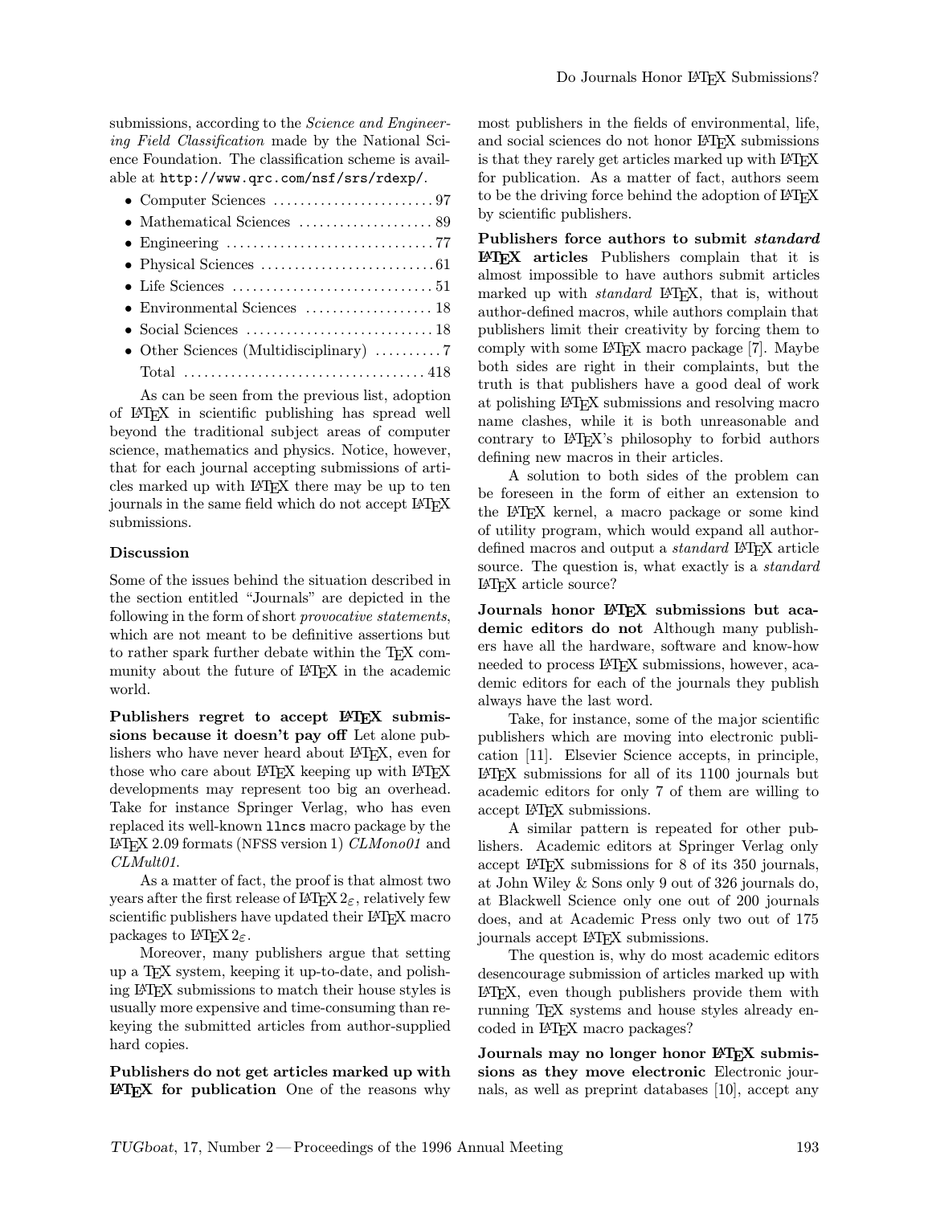submissions, according to the *Science and Engineering Field Classification* made by the National Science Foundation. The classification scheme is available at `http://www.qrc.com/nsf/srs/rdexp/`.

- Computer Sciences ........................ 97
- Mathematical Sciences .................... 89
- Engineering ............................... 77
- Physical Sciences ......................... 61
- Life Sciences ............................. 51
- Environmental Sciences .................. 18
- Social Sciences ........................... 18
- Other Sciences (Multidisciplinary) .......... 7

  Total .................................... 418

As can be seen from the previous list, adoption of LaTeX in scientific publishing has spread well beyond the traditional subject areas of computer science, mathematics and physics. Notice, however, that for each journal accepting submissions of articles marked up with LaTeX there may be up to ten journals in the same field which do not accept LaTeX submissions.

### Discussion

Some of the issues behind the situation described in the section entitled "Journals" are depicted in the following in the form of short *provocative statements*, which are not meant to be definitive assertions but to rather spark further debate within the TeX community about the future of LaTeX in the academic world.

**Publishers regret to accept LaTeX submissions because it doesn't pay off** Let alone publishers who have never heard about LaTeX, even for those who care about LaTeX keeping up with LaTeX developments may represent too big an overhead. Take for instance Springer Verlag, who has even replaced its well-known `llncs` macro package by the LaTeX 2.09 formats (NFSS version 1) *CLMono01* and *CLMult01*.

As a matter of fact, the proof is that almost two years after the first release of LaTeX $2_\varepsilon$, relatively few scientific publishers have updated their LaTeX macro packages to LaTeX $2_\varepsilon$.

Moreover, many publishers argue that setting up a TeX system, keeping it up-to-date, and polishing LaTeX submissions to match their house styles is usually more expensive and time-consuming than rekeying the submitted articles from author-supplied hard copies.

**Publishers do not get articles marked up with LaTeX for publication** One of the reasons why most publishers in the fields of environmental, life, and social sciences do not honor LaTeX submissions is that they rarely get articles marked up with LaTeX for publication. As a matter of fact, authors seem to be the driving force behind the adoption of LaTeX by scientific publishers.

**Publishers force authors to submit *standard* LaTeX articles** Publishers complain that it is almost impossible to have authors submit articles marked up with *standard* LaTeX, that is, without author-defined macros, while authors complain that publishers limit their creativity by forcing them to comply with some LaTeX macro package [7]. Maybe both sides are right in their complaints, but the truth is that publishers have a good deal of work at polishing LaTeX submissions and resolving macro name clashes, while it is both unreasonable and contrary to LaTeX's philosophy to forbid authors defining new macros in their articles.

A solution to both sides of the problem can be foreseen in the form of either an extension to the LaTeX kernel, a macro package or some kind of utility program, which would expand all author-defined macros and output a *standard* LaTeX article source. The question is, what exactly is a *standard* LaTeX article source?

**Journals honor LaTeX submissions but academic editors do not** Although many publishers have all the hardware, software and know-how needed to process LaTeX submissions, however, academic editors for each of the journals they publish always have the last word.

Take, for instance, some of the major scientific publishers which are moving into electronic publication [11]. Elsevier Science accepts, in principle, LaTeX submissions for all of its 1100 journals but academic editors for only 7 of them are willing to accept LaTeX submissions.

A similar pattern is repeated for other publishers. Academic editors at Springer Verlag only accept LaTeX submissions for 8 of its 350 journals, at John Wiley & Sons only 9 out of 326 journals do, at Blackwell Science only one out of 200 journals does, and at Academic Press only two out of 175 journals accept LaTeX submissions.

The question is, why do most academic editors desencourage submission of articles marked up with LaTeX, even though publishers provide them with running TeX systems and house styles already encoded in LaTeX macro packages?

**Journals may no longer honor LaTeX submissions as they move electronic** Electronic journals, as well as preprint databases [10], accept any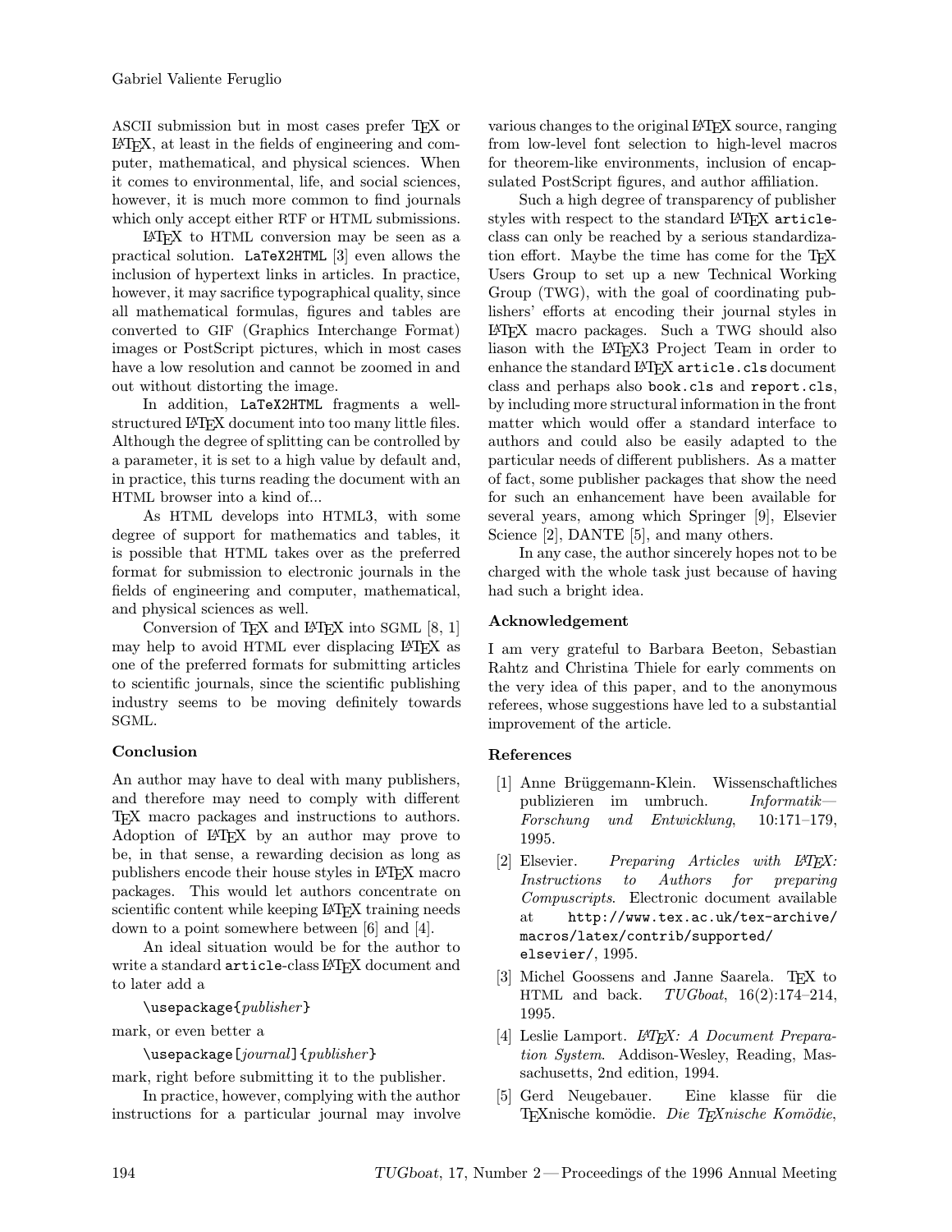ASCII submission but in most cases prefer TeX or LaTeX, at least in the fields of engineering and computer, mathematical, and physical sciences. When it comes to environmental, life, and social sciences, however, it is much more common to find journals which only accept either RTF or HTML submissions.

LaTeX to HTML conversion may be seen as a practical solution. `LaTeX2HTML` [3] even allows the inclusion of hypertext links in articles. In practice, however, it may sacrifice typographical quality, since all mathematical formulas, figures and tables are converted to GIF (Graphics Interchange Format) images or PostScript pictures, which in most cases have a low resolution and cannot be zoomed in and out without distorting the image.

In addition, `LaTeX2HTML` fragments a well-structured LaTeX document into too many little files. Although the degree of splitting can be controlled by a parameter, it is set to a high value by default and, in practice, this turns reading the document with an HTML browser into a kind of...

As HTML develops into HTML3, with some degree of support for mathematics and tables, it is possible that HTML takes over as the preferred format for submission to electronic journals in the fields of engineering and computer, mathematical, and physical sciences as well.

Conversion of TeX and LaTeX into SGML [8, 1] may help to avoid HTML ever displacing LaTeX as one of the preferred formats for submitting articles to scientific journals, since the scientific publishing industry seems to be moving definitely towards SGML.

### Conclusion

An author may have to deal with many publishers, and therefore may need to comply with different TeX macro packages and instructions to authors. Adoption of LaTeX by an author may prove to be, in that sense, a rewarding decision as long as publishers encode their house styles in LaTeX macro packages. This would let authors concentrate on scientific content while keeping LaTeX training needs down to a point somewhere between [6] and [4].

An ideal situation would be for the author to write a standard `article`-class LaTeX document and to later add a

`\usepackage{`*publisher*`}`

mark, or even better a

`\usepackage[`*journal*`]{`*publisher*`}`

mark, right before submitting it to the publisher.

In practice, however, complying with the author instructions for a particular journal may involve various changes to the original LaTeX source, ranging from low-level font selection to high-level macros for theorem-like environments, inclusion of encapsulated PostScript figures, and author affiliation.

Such a high degree of transparency of publisher styles with respect to the standard LaTeX `article`-class can only be reached by a serious standardization effort. Maybe the time has come for the TeX Users Group to set up a new Technical Working Group (TWG), with the goal of coordinating publishers' efforts at encoding their journal styles in LaTeX macro packages. Such a TWG should also liason with the LaTeX3 Project Team in order to enhance the standard LaTeX `article.cls` document class and perhaps also `book.cls` and `report.cls`, by including more structural information in the front matter which would offer a standard interface to authors and could also be easily adapted to the particular needs of different publishers. As a matter of fact, some publisher packages that show the need for such an enhancement have been available for several years, among which Springer [9], Elsevier Science [2], DANTE [5], and many others.

In any case, the author sincerely hopes not to be charged with the whole task just because of having had such a bright idea.

### Acknowledgement

I am very grateful to Barbara Beeton, Sebastian Rahtz and Christina Thiele for early comments on the very idea of this paper, and to the anonymous referees, whose suggestions have led to a substantial improvement of the article.

### References

[1] Anne Brüggemann-Klein. Wissenschaftliches publizieren im umbruch. *Informatik—Forschung und Entwicklung*, 10:171–179, 1995.

[2] Elsevier. *Preparing Articles with LaTeX: Instructions to Authors for preparing Compuscripts*. Electronic document available at `http://www.tex.ac.uk/tex-archive/macros/latex/contrib/supported/elsevier/`, 1995.

[3] Michel Goossens and Janne Saarela. TeX to HTML and back. *TUGboat*, 16(2):174–214, 1995.

[4] Leslie Lamport. *LaTeX: A Document Preparation System*. Addison-Wesley, Reading, Massachusetts, 2nd edition, 1994.

[5] Gerd Neugebauer. Eine klasse für die TeXnische komödie. *Die TeXnische Komödie*,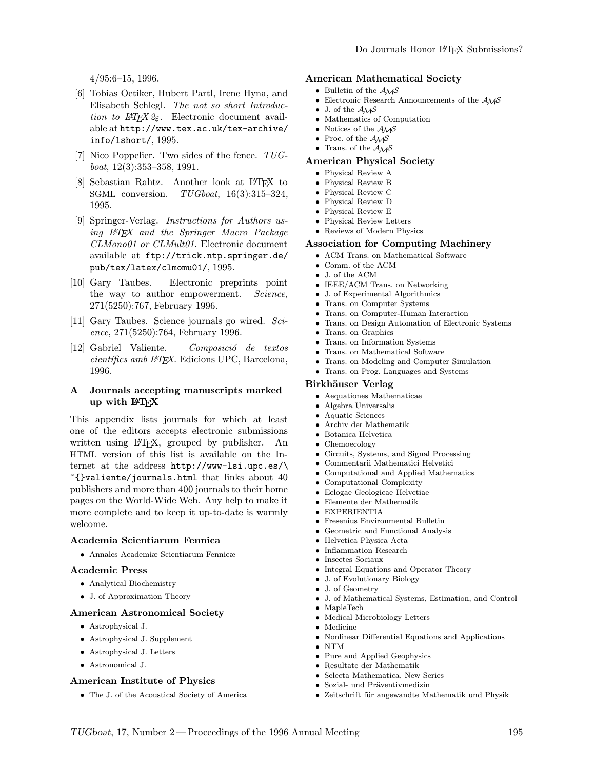4/95:6–15, 1996.

[6] Tobias Oetiker, Hubert Partl, Irene Hyna, and Elisabeth Schlegl. *The not so short Introduction to LaTeX 2ε*. Electronic document available at `http://www.tex.ac.uk/tex-archive/info/lshort/`, 1995.

[7] Nico Poppelier. Two sides of the fence. *TUGboat*, 12(3):353–358, 1991.

[8] Sebastian Rahtz. Another look at LaTeX to SGML conversion. *TUGboat*, 16(3):315–324, 1995.

[9] Springer-Verlag. *Instructions for Authors using LaTeX and the Springer Macro Package CLMono01 or CLMult01*. Electronic document available at `ftp://trick.ntp.springer.de/pub/tex/latex/clmomu01/`, 1995.

[10] Gary Taubes. Electronic preprints point the way to author empowerment. *Science*, 271(5250):767, February 1996.

[11] Gary Taubes. Science journals go wired. *Science*, 271(5250):764, February 1996.

[12] Gabriel Valiente. *Composició de textos científics amb LaTeX*. Edicions UPC, Barcelona, 1996.

## A Journals accepting manuscripts marked up with LaTeX

This appendix lists journals for which at least one of the editors accepts electronic submissions written using LaTeX, grouped by publisher. An HTML version of this list is available on the Internet at the address `http://www-lsi.upc.es/\~{}valiente/journals.html` that links about 40 publishers and more than 400 journals to their home pages on the World-Wide Web. Any help to make it more complete and to keep it up-to-date is warmly welcome.

### Academia Scientiarum Fennica

- Annales Academiæ Scientiarum Fennicæ

### Academic Press

- Analytical Biochemistry
- J. of Approximation Theory

### American Astronomical Society

- Astrophysical J.
- Astrophysical J. Supplement
- Astrophysical J. Letters
- Astronomical J.

### American Institute of Physics

- The J. of the Acoustical Society of America

### American Mathematical Society

- Bulletin of the AMS
- Electronic Research Announcements of the AMS
- J. of the AMS
- Mathematics of Computation
- Notices of the AMS
- Proc. of the AMS
- Trans. of the AMS

### American Physical Society

- Physical Review A
- Physical Review B
- Physical Review C
- Physical Review D
- Physical Review E
- Physical Review Letters
- Reviews of Modern Physics

### Association for Computing Machinery

- ACM Trans. on Mathematical Software
- Comm. of the ACM
- J. of the ACM
- IEEE/ACM Trans. on Networking
- J. of Experimental Algorithmics
- Trans. on Computer Systems
- Trans. on Computer-Human Interaction
- Trans. on Design Automation of Electronic Systems
- Trans. on Graphics
- Trans. on Information Systems
- Trans. on Mathematical Software
- Trans. on Modeling and Computer Simulation
- Trans. on Prog. Languages and Systems

### Birkhäuser Verlag

- Aequationes Mathematicae
- Algebra Universalis
- Aquatic Sciences
- Archiv der Mathematik
- Botanica Helvetica
- Chemoecology
- Circuits, Systems, and Signal Processing
- Commentarii Mathematici Helvetici
- Computational and Applied Mathematics
- Computational Complexity
- Eclogae Geologicae Helvetiae
- Elemente der Mathematik
- EXPERIENTIA
- Fresenius Environmental Bulletin
- Geometric and Functional Analysis
- Helvetica Physica Acta
- Inflammation Research
- Insectes Sociaux
- Integral Equations and Operator Theory
- J. of Evolutionary Biology
- J. of Geometry
- J. of Mathematical Systems, Estimation, and Control
- MapleTech
- Medical Microbiology Letters
- Medicine
- Nonlinear Differential Equations and Applications
- NTM
- Pure and Applied Geophysics
- Resultate der Mathematik
- Selecta Mathematica, New Series
- Sozial- und Präventivmedizin
- Zeitschrift für angewandte Mathematik und Physik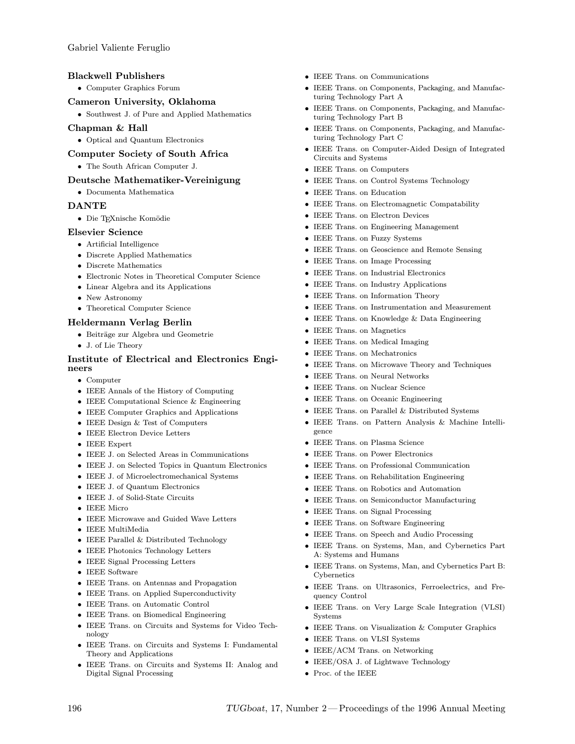**Blackwell Publishers**

- Computer Graphics Forum

**Cameron University, Oklahoma**

- Southwest J. of Pure and Applied Mathematics

**Chapman & Hall**

- Optical and Quantum Electronics

**Computer Society of South Africa**

- The South African Computer J.

**Deutsche Mathematiker-Vereinigung**

- Documenta Mathematica

**DANTE**

- Die TEXnische Komödie

**Elsevier Science**

- Artificial Intelligence
- Discrete Applied Mathematics
- Discrete Mathematics
- Electronic Notes in Theoretical Computer Science
- Linear Algebra and its Applications
- New Astronomy
- Theoretical Computer Science

**Heldermann Verlag Berlin**

- Beiträge zur Algebra und Geometrie
- J. of Lie Theory

**Institute of Electrical and Electronics Engineers**

- Computer
- IEEE Annals of the History of Computing
- IEEE Computational Science & Engineering
- IEEE Computer Graphics and Applications
- IEEE Design & Test of Computers
- IEEE Electron Device Letters
- IEEE Expert
- IEEE J. on Selected Areas in Communications
- IEEE J. on Selected Topics in Quantum Electronics
- IEEE J. of Microelectromechanical Systems
- IEEE J. of Quantum Electronics
- IEEE J. of Solid-State Circuits
- IEEE Micro
- IEEE Microwave and Guided Wave Letters
- IEEE MultiMedia
- IEEE Parallel & Distributed Technology
- IEEE Photonics Technology Letters
- IEEE Signal Processing Letters
- IEEE Software
- IEEE Trans. on Antennas and Propagation
- IEEE Trans. on Applied Superconductivity
- IEEE Trans. on Automatic Control
- IEEE Trans. on Biomedical Engineering
- IEEE Trans. on Circuits and Systems for Video Technology
- IEEE Trans. on Circuits and Systems I: Fundamental Theory and Applications
- IEEE Trans. on Circuits and Systems II: Analog and Digital Signal Processing
- IEEE Trans. on Communications
- IEEE Trans. on Components, Packaging, and Manufacturing Technology Part A
- IEEE Trans. on Components, Packaging, and Manufacturing Technology Part B
- IEEE Trans. on Components, Packaging, and Manufacturing Technology Part C
- IEEE Trans. on Computer-Aided Design of Integrated Circuits and Systems
- IEEE Trans. on Computers
- IEEE Trans. on Control Systems Technology
- IEEE Trans. on Education
- IEEE Trans. on Electromagnetic Compatability
- IEEE Trans. on Electron Devices
- IEEE Trans. on Engineering Management
- IEEE Trans. on Fuzzy Systems
- IEEE Trans. on Geoscience and Remote Sensing
- IEEE Trans. on Image Processing
- IEEE Trans. on Industrial Electronics
- IEEE Trans. on Industry Applications
- IEEE Trans. on Information Theory
- IEEE Trans. on Instrumentation and Measurement
- IEEE Trans. on Knowledge & Data Engineering
- IEEE Trans. on Magnetics
- IEEE Trans. on Medical Imaging
- IEEE Trans. on Mechatronics
- IEEE Trans. on Microwave Theory and Techniques
- IEEE Trans. on Neural Networks
- IEEE Trans. on Nuclear Science
- IEEE Trans. on Oceanic Engineering
- IEEE Trans. on Parallel & Distributed Systems
- IEEE Trans. on Pattern Analysis & Machine Intelligence
- IEEE Trans. on Plasma Science
- IEEE Trans. on Power Electronics
- IEEE Trans. on Professional Communication
- IEEE Trans. on Rehabilitation Engineering
- IEEE Trans. on Robotics and Automation
- IEEE Trans. on Semiconductor Manufacturing
- IEEE Trans. on Signal Processing
- IEEE Trans. on Software Engineering
- IEEE Trans. on Speech and Audio Processing
- IEEE Trans. on Systems, Man, and Cybernetics Part A: Systems and Humans
- IEEE Trans. on Systems, Man, and Cybernetics Part B: Cybernetics
- IEEE Trans. on Ultrasonics, Ferroelectrics, and Frequency Control
- IEEE Trans. on Very Large Scale Integration (VLSI) Systems
- IEEE Trans. on Visualization & Computer Graphics
- IEEE Trans. on VLSI Systems
- IEEE/ACM Trans. on Networking
- IEEE/OSA J. of Lightwave Technology
- Proc. of the IEEE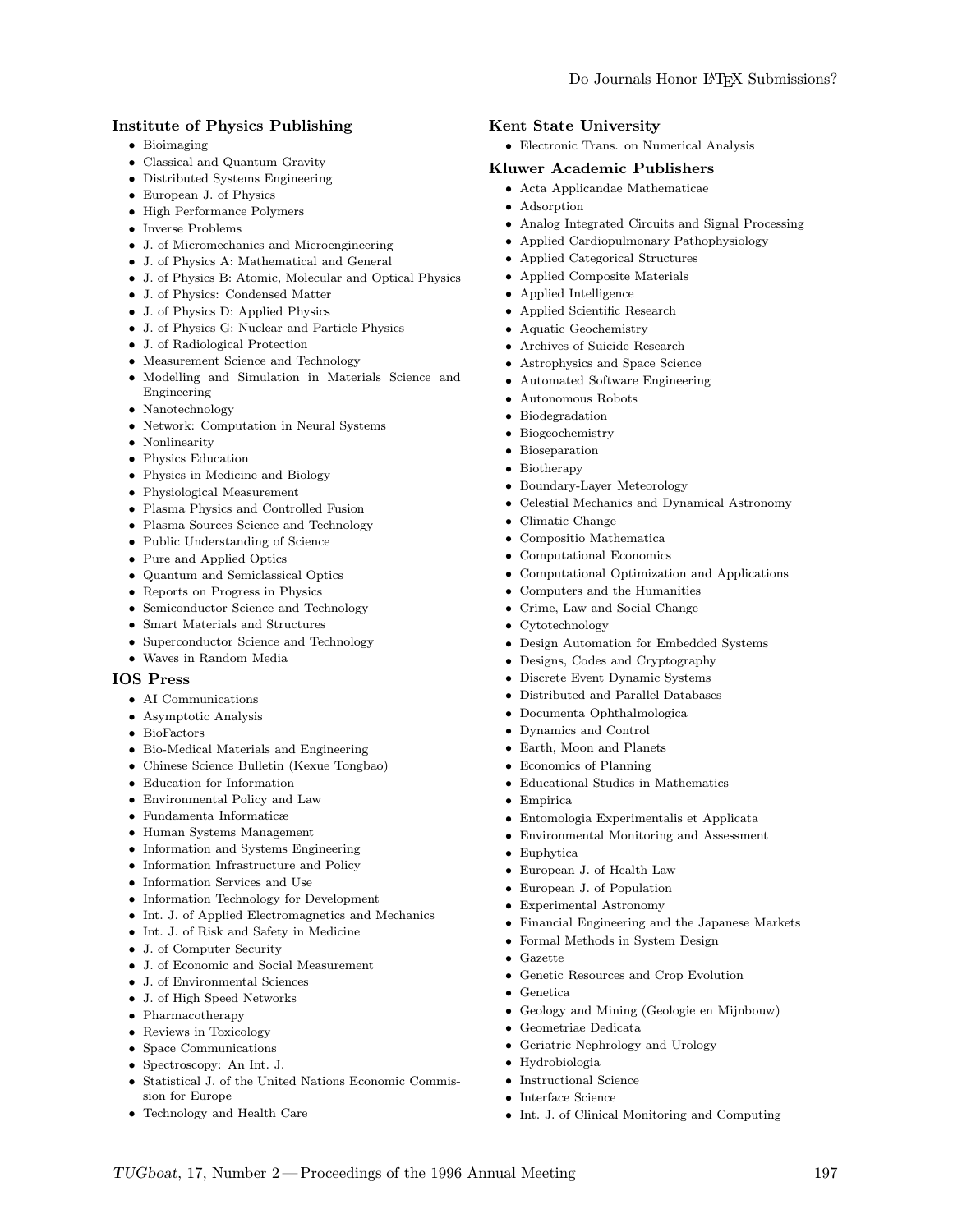**Institute of Physics Publishing**

- Bioimaging
- Classical and Quantum Gravity
- Distributed Systems Engineering
- European J. of Physics
- High Performance Polymers
- Inverse Problems
- J. of Micromechanics and Microengineering
- J. of Physics A: Mathematical and General
- J. of Physics B: Atomic, Molecular and Optical Physics
- J. of Physics: Condensed Matter
- J. of Physics D: Applied Physics
- J. of Physics G: Nuclear and Particle Physics
- J. of Radiological Protection
- Measurement Science and Technology
- Modelling and Simulation in Materials Science and Engineering
- Nanotechnology
- Network: Computation in Neural Systems
- Nonlinearity
- Physics Education
- Physics in Medicine and Biology
- Physiological Measurement
- Plasma Physics and Controlled Fusion
- Plasma Sources Science and Technology
- Public Understanding of Science
- Pure and Applied Optics
- Quantum and Semiclassical Optics
- Reports on Progress in Physics
- Semiconductor Science and Technology
- Smart Materials and Structures
- Superconductor Science and Technology
- Waves in Random Media

**IOS Press**

- AI Communications
- Asymptotic Analysis
- BioFactors
- Bio-Medical Materials and Engineering
- Chinese Science Bulletin (Kexue Tongbao)
- Education for Information
- Environmental Policy and Law
- Fundamenta Informaticæ
- Human Systems Management
- Information and Systems Engineering
- Information Infrastructure and Policy
- Information Services and Use
- Information Technology for Development
- Int. J. of Applied Electromagnetics and Mechanics
- Int. J. of Risk and Safety in Medicine
- J. of Computer Security
- J. of Economic and Social Measurement
- J. of Environmental Sciences
- J. of High Speed Networks
- Pharmacotherapy
- Reviews in Toxicology
- Space Communications
- Spectroscopy: An Int. J.
- Statistical J. of the United Nations Economic Commission for Europe
- Technology and Health Care

**Kent State University**

- Electronic Trans. on Numerical Analysis

**Kluwer Academic Publishers**

- Acta Applicandae Mathematicae
- Adsorption
- Analog Integrated Circuits and Signal Processing
- Applied Cardiopulmonary Pathophysiology
- Applied Categorical Structures
- Applied Composite Materials
- Applied Intelligence
- Applied Scientific Research
- Aquatic Geochemistry
- Archives of Suicide Research
- Astrophysics and Space Science
- Automated Software Engineering
- Autonomous Robots
- Biodegradation
- Biogeochemistry
- Bioseparation
- Biotherapy
- Boundary-Layer Meteorology
- Celestial Mechanics and Dynamical Astronomy
- Climatic Change
- Compositio Mathematica
- Computational Economics
- Computational Optimization and Applications
- Computers and the Humanities
- Crime, Law and Social Change
- Cytotechnology
- Design Automation for Embedded Systems
- Designs, Codes and Cryptography
- Discrete Event Dynamic Systems
- Distributed and Parallel Databases
- Documenta Ophthalmologica
- Dynamics and Control
- Earth, Moon and Planets
- Economics of Planning
- Educational Studies in Mathematics
- Empirica
- Entomologia Experimentalis et Applicata
- Environmental Monitoring and Assessment
- Euphytica
- European J. of Health Law
- European J. of Population
- Experimental Astronomy
- Financial Engineering and the Japanese Markets
- Formal Methods in System Design
- Gazette
- Genetic Resources and Crop Evolution
- Genetica
- Geology and Mining (Geologie en Mijnbouw)
- Geometriae Dedicata
- Geriatric Nephrology and Urology
- Hydrobiologia
- Instructional Science
- Interface Science
- Int. J. of Clinical Monitoring and Computing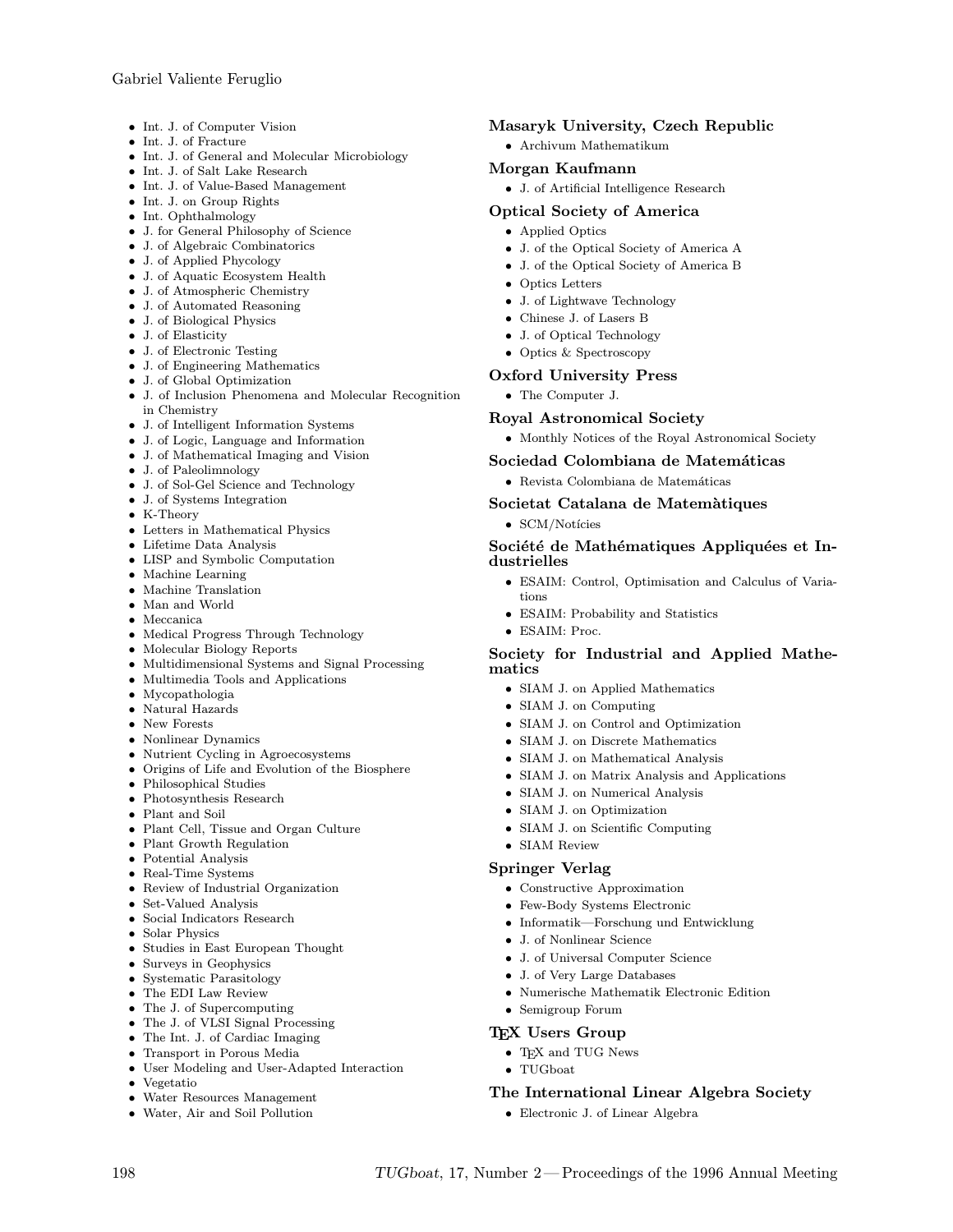- Int. J. of Computer Vision
- Int. J. of Fracture
- Int. J. of General and Molecular Microbiology
- Int. J. of Salt Lake Research
- Int. J. of Value-Based Management
- Int. J. on Group Rights
- Int. Ophthalmology
- J. for General Philosophy of Science
- J. of Algebraic Combinatorics
- J. of Applied Phycology
- J. of Aquatic Ecosystem Health
- J. of Atmospheric Chemistry
- J. of Automated Reasoning
- J. of Biological Physics
- J. of Elasticity
- J. of Electronic Testing
- J. of Engineering Mathematics
- J. of Global Optimization
- J. of Inclusion Phenomena and Molecular Recognition in Chemistry
- J. of Intelligent Information Systems
- J. of Logic, Language and Information
- J. of Mathematical Imaging and Vision
- J. of Paleolimnology
- J. of Sol-Gel Science and Technology
- J. of Systems Integration
- K-Theory
- Letters in Mathematical Physics
- Lifetime Data Analysis
- LISP and Symbolic Computation
- Machine Learning
- Machine Translation
- Man and World
- Meccanica
- Medical Progress Through Technology
- Molecular Biology Reports
- Multidimensional Systems and Signal Processing
- Multimedia Tools and Applications
- Mycopathologia
- Natural Hazards
- New Forests
- Nonlinear Dynamics
- Nutrient Cycling in Agroecosystems
- Origins of Life and Evolution of the Biosphere
- Philosophical Studies
- Photosynthesis Research
- Plant and Soil
- Plant Cell, Tissue and Organ Culture
- Plant Growth Regulation
- Potential Analysis
- Real-Time Systems
- Review of Industrial Organization
- Set-Valued Analysis
- Social Indicators Research
- Solar Physics
- Studies in East European Thought
- Surveys in Geophysics
- Systematic Parasitology
- The EDI Law Review
- The J. of Supercomputing
- The J. of VLSI Signal Processing
- The Int. J. of Cardiac Imaging
- Transport in Porous Media
- User Modeling and User-Adapted Interaction
- Vegetatio
- Water Resources Management
- Water, Air and Soil Pollution

### Masaryk University, Czech Republic

- Archivum Mathematikum

### Morgan Kaufmann

- J. of Artificial Intelligence Research

### Optical Society of America

- Applied Optics
- J. of the Optical Society of America A
- J. of the Optical Society of America B
- Optics Letters
- J. of Lightwave Technology
- Chinese J. of Lasers B
- J. of Optical Technology
- Optics & Spectroscopy

### Oxford University Press

- The Computer J.

### Royal Astronomical Society

- Monthly Notices of the Royal Astronomical Society

### Sociedad Colombiana de Matemáticas

- Revista Colombiana de Matemáticas

### Societat Catalana de Matemàtiques

- SCM/Notícies

### Société de Mathématiques Appliquées et Industrielles

- ESAIM: Control, Optimisation and Calculus of Variations
- ESAIM: Probability and Statistics
- ESAIM: Proc.

### Society for Industrial and Applied Mathematics

- SIAM J. on Applied Mathematics
- SIAM J. on Computing
- SIAM J. on Control and Optimization
- SIAM J. on Discrete Mathematics
- SIAM J. on Mathematical Analysis
- SIAM J. on Matrix Analysis and Applications
- SIAM J. on Numerical Analysis
- SIAM J. on Optimization
- SIAM J. on Scientific Computing
- SIAM Review

### Springer Verlag

- Constructive Approximation
- Few-Body Systems Electronic
- Informatik—Forschung und Entwicklung
- J. of Nonlinear Science
- J. of Universal Computer Science
- J. of Very Large Databases
- Numerische Mathematik Electronic Edition
- Semigroup Forum

### TeX Users Group

- TeX and TUG News
- TUGboat

### The International Linear Algebra Society

- Electronic J. of Linear Algebra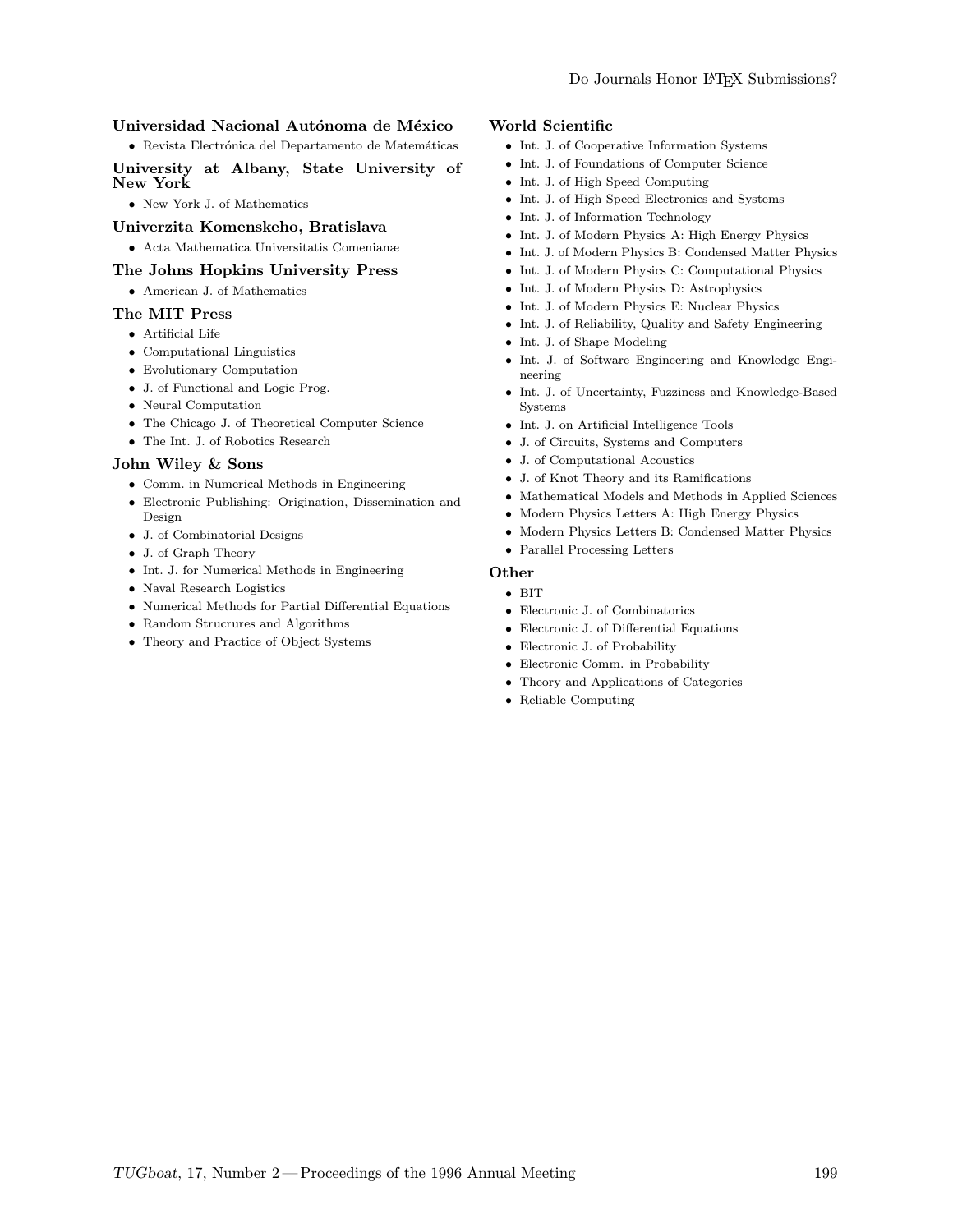### Universidad Nacional Autónoma de México

- Revista Electrónica del Departamento de Matemáticas

### University at Albany, State University of New York

- New York J. of Mathematics

### Univerzita Komenskeho, Bratislava

- Acta Mathematica Universitatis Comenianæ

### The Johns Hopkins University Press

- American J. of Mathematics

### The MIT Press

- Artificial Life
- Computational Linguistics
- Evolutionary Computation
- J. of Functional and Logic Prog.
- Neural Computation
- The Chicago J. of Theoretical Computer Science
- The Int. J. of Robotics Research

### John Wiley & Sons

- Comm. in Numerical Methods in Engineering
- Electronic Publishing: Origination, Dissemination and Design
- J. of Combinatorial Designs
- J. of Graph Theory
- Int. J. for Numerical Methods in Engineering
- Naval Research Logistics
- Numerical Methods for Partial Differential Equations
- Random Strucrures and Algorithms
- Theory and Practice of Object Systems

### World Scientific

- Int. J. of Cooperative Information Systems
- Int. J. of Foundations of Computer Science
- Int. J. of High Speed Computing
- Int. J. of High Speed Electronics and Systems
- Int. J. of Information Technology
- Int. J. of Modern Physics A: High Energy Physics
- Int. J. of Modern Physics B: Condensed Matter Physics
- Int. J. of Modern Physics C: Computational Physics
- Int. J. of Modern Physics D: Astrophysics
- Int. J. of Modern Physics E: Nuclear Physics
- Int. J. of Reliability, Quality and Safety Engineering
- Int. J. of Shape Modeling
- Int. J. of Software Engineering and Knowledge Engineering
- Int. J. of Uncertainty, Fuzziness and Knowledge-Based Systems
- Int. J. on Artificial Intelligence Tools
- J. of Circuits, Systems and Computers
- J. of Computational Acoustics
- J. of Knot Theory and its Ramifications
- Mathematical Models and Methods in Applied Sciences
- Modern Physics Letters A: High Energy Physics
- Modern Physics Letters B: Condensed Matter Physics
- Parallel Processing Letters

### Other

- BIT
- Electronic J. of Combinatorics
- Electronic J. of Differential Equations
- Electronic J. of Probability
- Electronic Comm. in Probability
- Theory and Applications of Categories
- Reliable Computing